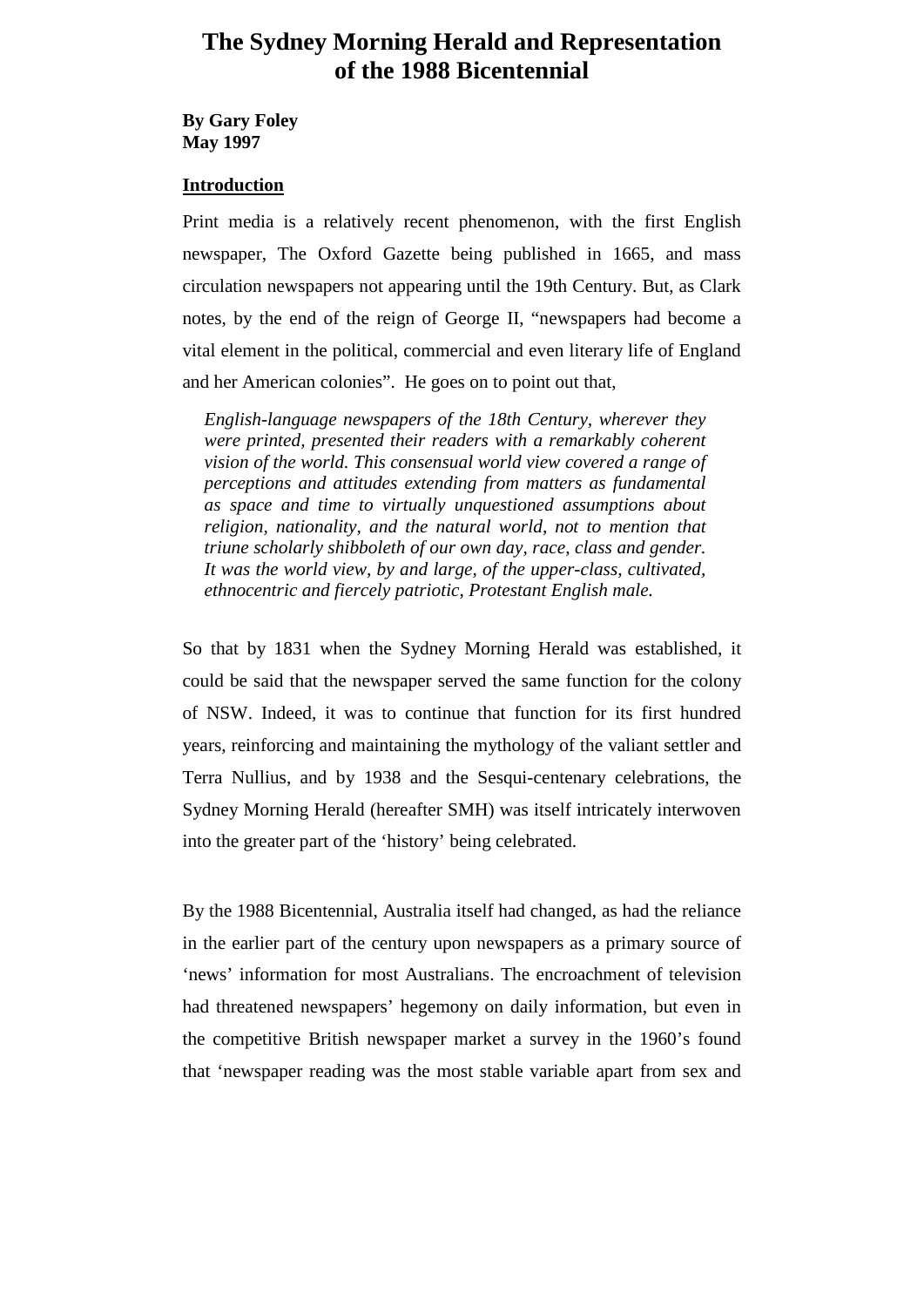# The Sydney Morning Herald and Representation of the 1988 Bicentennial

**By Gary Foley**
**May 1997**

## Introduction

Print media is a relatively recent phenomenon, with the first English newspaper, The Oxford Gazette being published in 1665, and mass circulation newspapers not appearing until the 19th Century. But, as Clark notes, by the end of the reign of George II, "newspapers had become a vital element in the political, commercial and even literary life of England and her American colonies". He goes on to point out that,

> *English-language newspapers of the 18th Century, wherever they were printed, presented their readers with a remarkably coherent vision of the world. This consensual world view covered a range of perceptions and attitudes extending from matters as fundamental as space and time to virtually unquestioned assumptions about religion, nationality, and the natural world, not to mention that triune scholarly shibboleth of our own day, race, class and gender. It was the world view, by and large, of the upper-class, cultivated, ethnocentric and fiercely patriotic, Protestant English male.*

So that by 1831 when the Sydney Morning Herald was established, it could be said that the newspaper served the same function for the colony of NSW. Indeed, it was to continue that function for its first hundred years, reinforcing and maintaining the mythology of the valiant settler and Terra Nullius, and by 1938 and the Sesqui-centenary celebrations, the Sydney Morning Herald (hereafter SMH) was itself intricately interwoven into the greater part of the 'history' being celebrated.

By the 1988 Bicentennial, Australia itself had changed, as had the reliance in the earlier part of the century upon newspapers as a primary source of 'news' information for most Australians. The encroachment of television had threatened newspapers' hegemony on daily information, but even in the competitive British newspaper market a survey in the 1960's found that 'newspaper reading was the most stable variable apart from sex and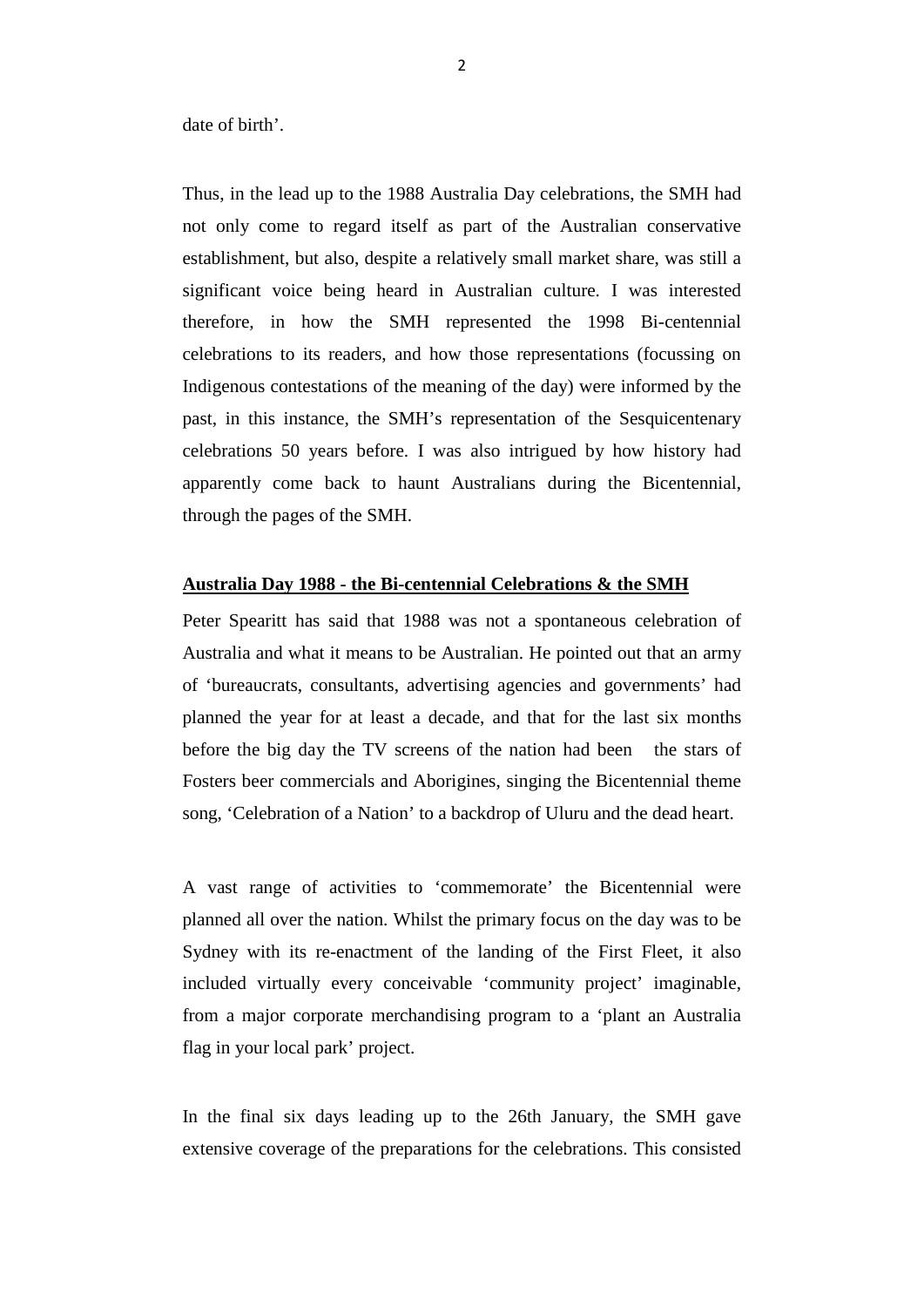date of birth'.

Thus, in the lead up to the 1988 Australia Day celebrations, the SMH had not only come to regard itself as part of the Australian conservative establishment, but also, despite a relatively small market share, was still a significant voice being heard in Australian culture. I was interested therefore, in how the SMH represented the 1998 Bi-centennial celebrations to its readers, and how those representations (focussing on Indigenous contestations of the meaning of the day) were informed by the past, in this instance, the SMH's representation of the Sesquicentenary celebrations 50 years before. I was also intrigued by how history had apparently come back to haunt Australians during the Bicentennial, through the pages of the SMH.

**Australia Day 1988 - the Bi-centennial Celebrations & the SMH**

Peter Spearitt has said that 1988 was not a spontaneous celebration of Australia and what it means to be Australian. He pointed out that an army of 'bureaucrats, consultants, advertising agencies and governments' had planned the year for at least a decade, and that for the last six months before the big day the TV screens of the nation had been the stars of Fosters beer commercials and Aborigines, singing the Bicentennial theme song, 'Celebration of a Nation' to a backdrop of Uluru and the dead heart.

A vast range of activities to 'commemorate' the Bicentennial were planned all over the nation. Whilst the primary focus on the day was to be Sydney with its re-enactment of the landing of the First Fleet, it also included virtually every conceivable 'community project' imaginable, from a major corporate merchandising program to a 'plant an Australia flag in your local park' project.

In the final six days leading up to the 26th January, the SMH gave extensive coverage of the preparations for the celebrations. This consisted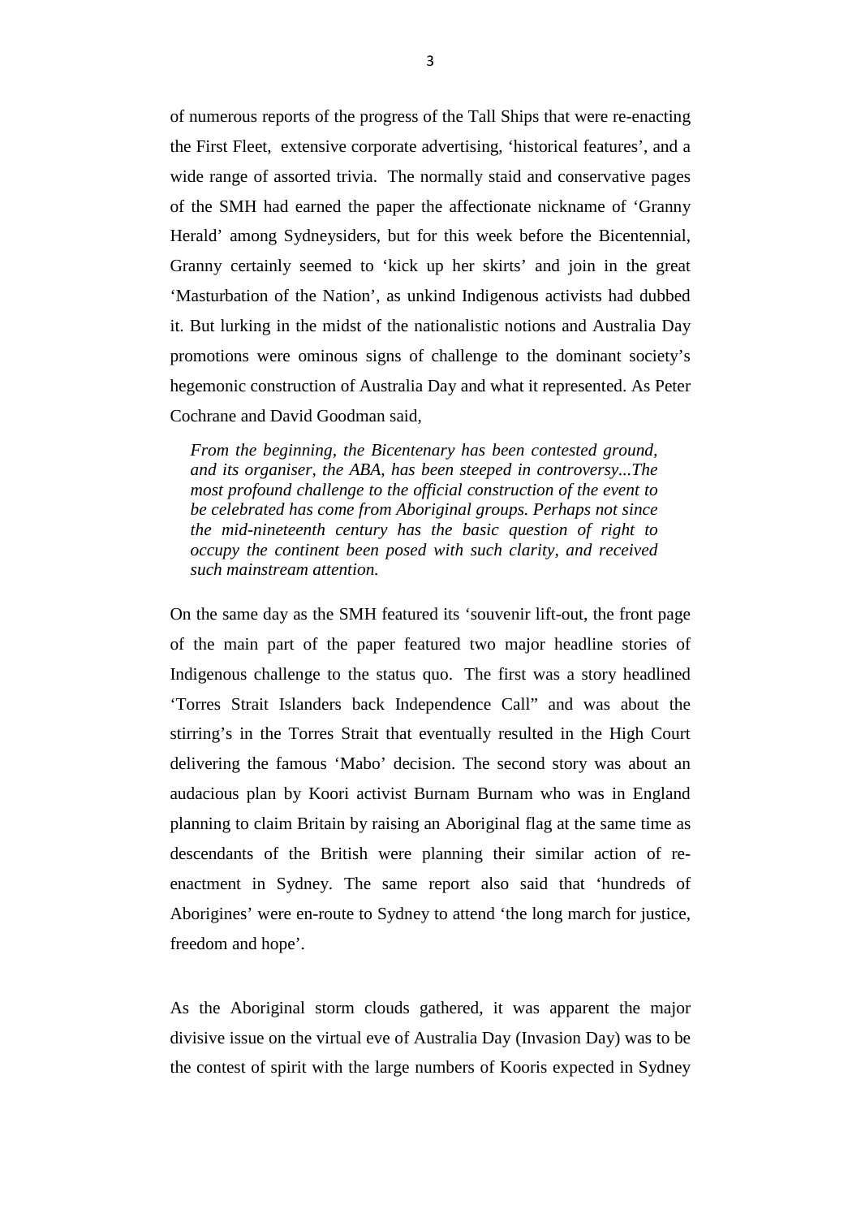of numerous reports of the progress of the Tall Ships that were re-enacting the First Fleet, extensive corporate advertising, 'historical features', and a wide range of assorted trivia. The normally staid and conservative pages of the SMH had earned the paper the affectionate nickname of 'Granny Herald' among Sydneysiders, but for this week before the Bicentennial, Granny certainly seemed to 'kick up her skirts' and join in the great 'Masturbation of the Nation', as unkind Indigenous activists had dubbed it. But lurking in the midst of the nationalistic notions and Australia Day promotions were ominous signs of challenge to the dominant society's hegemonic construction of Australia Day and what it represented. As Peter Cochrane and David Goodman said,

> *From the beginning, the Bicentenary has been contested ground, and its organiser, the ABA, has been steeped in controversy...The most profound challenge to the official construction of the event to be celebrated has come from Aboriginal groups. Perhaps not since the mid-nineteenth century has the basic question of right to occupy the continent been posed with such clarity, and received such mainstream attention.*

On the same day as the SMH featured its 'souvenir lift-out, the front page of the main part of the paper featured two major headline stories of Indigenous challenge to the status quo. The first was a story headlined 'Torres Strait Islanders back Independence Call" and was about the stirring's in the Torres Strait that eventually resulted in the High Court delivering the famous 'Mabo' decision. The second story was about an audacious plan by Koori activist Burnam Burnam who was in England planning to claim Britain by raising an Aboriginal flag at the same time as descendants of the British were planning their similar action of re-enactment in Sydney. The same report also said that 'hundreds of Aborigines' were en-route to Sydney to attend 'the long march for justice, freedom and hope'.

As the Aboriginal storm clouds gathered, it was apparent the major divisive issue on the virtual eve of Australia Day (Invasion Day) was to be the contest of spirit with the large numbers of Kooris expected in Sydney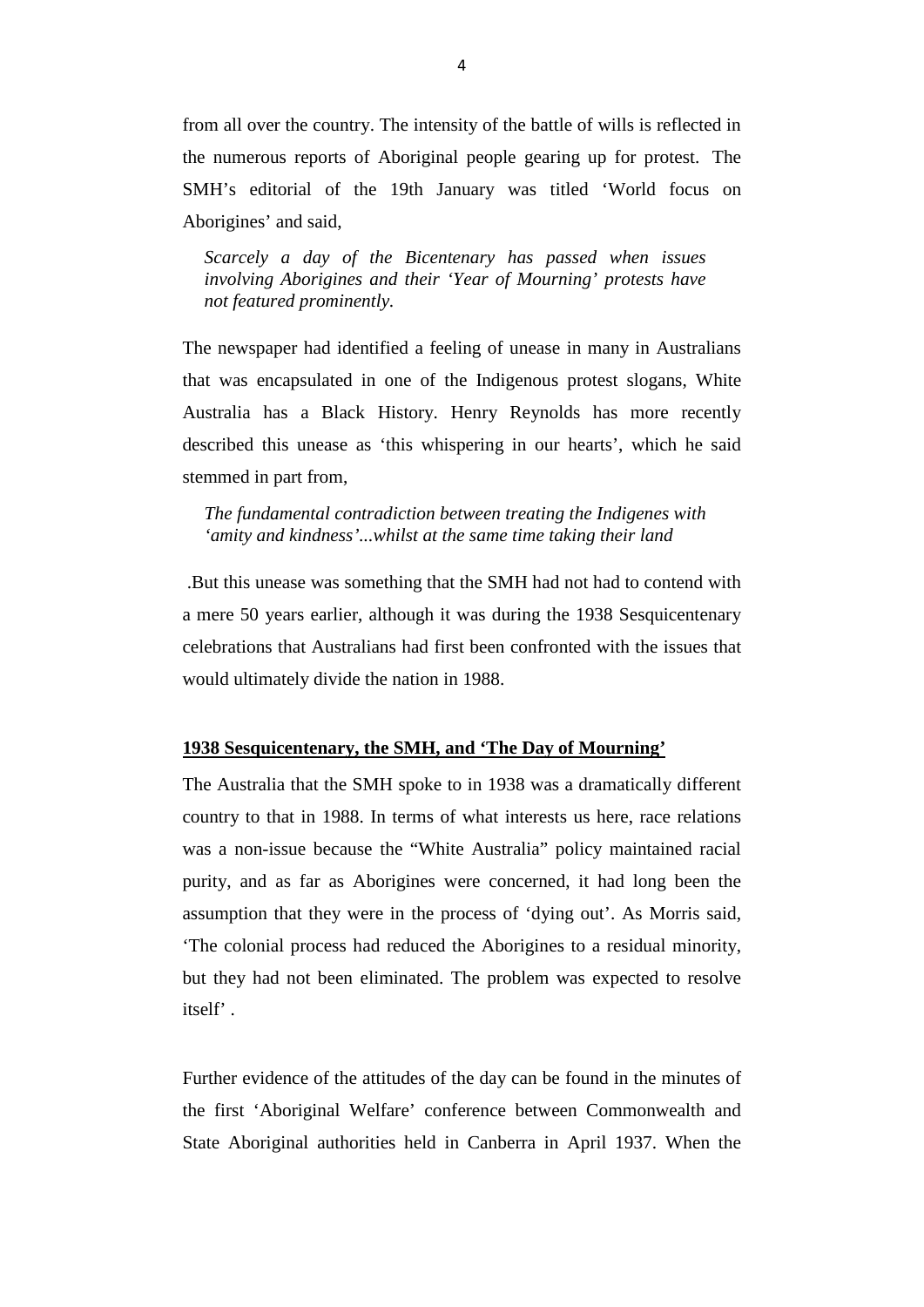from all over the country. The intensity of the battle of wills is reflected in the numerous reports of Aboriginal people gearing up for protest. The SMH's editorial of the 19th January was titled 'World focus on Aborigines' and said,

> *Scarcely a day of the Bicentenary has passed when issues involving Aborigines and their 'Year of Mourning' protests have not featured prominently.*

The newspaper had identified a feeling of unease in many in Australians that was encapsulated in one of the Indigenous protest slogans, White Australia has a Black History. Henry Reynolds has more recently described this unease as 'this whispering in our hearts', which he said stemmed in part from,

> *The fundamental contradiction between treating the Indigenes with 'amity and kindness'...whilst at the same time taking their land*

.But this unease was something that the SMH had not had to contend with a mere 50 years earlier, although it was during the 1938 Sesquicentenary celebrations that Australians had first been confronted with the issues that would ultimately divide the nation in 1988.

## 1938 Sesquicentenary, the SMH, and 'The Day of Mourning'

The Australia that the SMH spoke to in 1938 was a dramatically different country to that in 1988. In terms of what interests us here, race relations was a non-issue because the "White Australia" policy maintained racial purity, and as far as Aborigines were concerned, it had long been the assumption that they were in the process of 'dying out'. As Morris said, 'The colonial process had reduced the Aborigines to a residual minority, but they had not been eliminated. The problem was expected to resolve itself' .

Further evidence of the attitudes of the day can be found in the minutes of the first 'Aboriginal Welfare' conference between Commonwealth and State Aboriginal authorities held in Canberra in April 1937. When the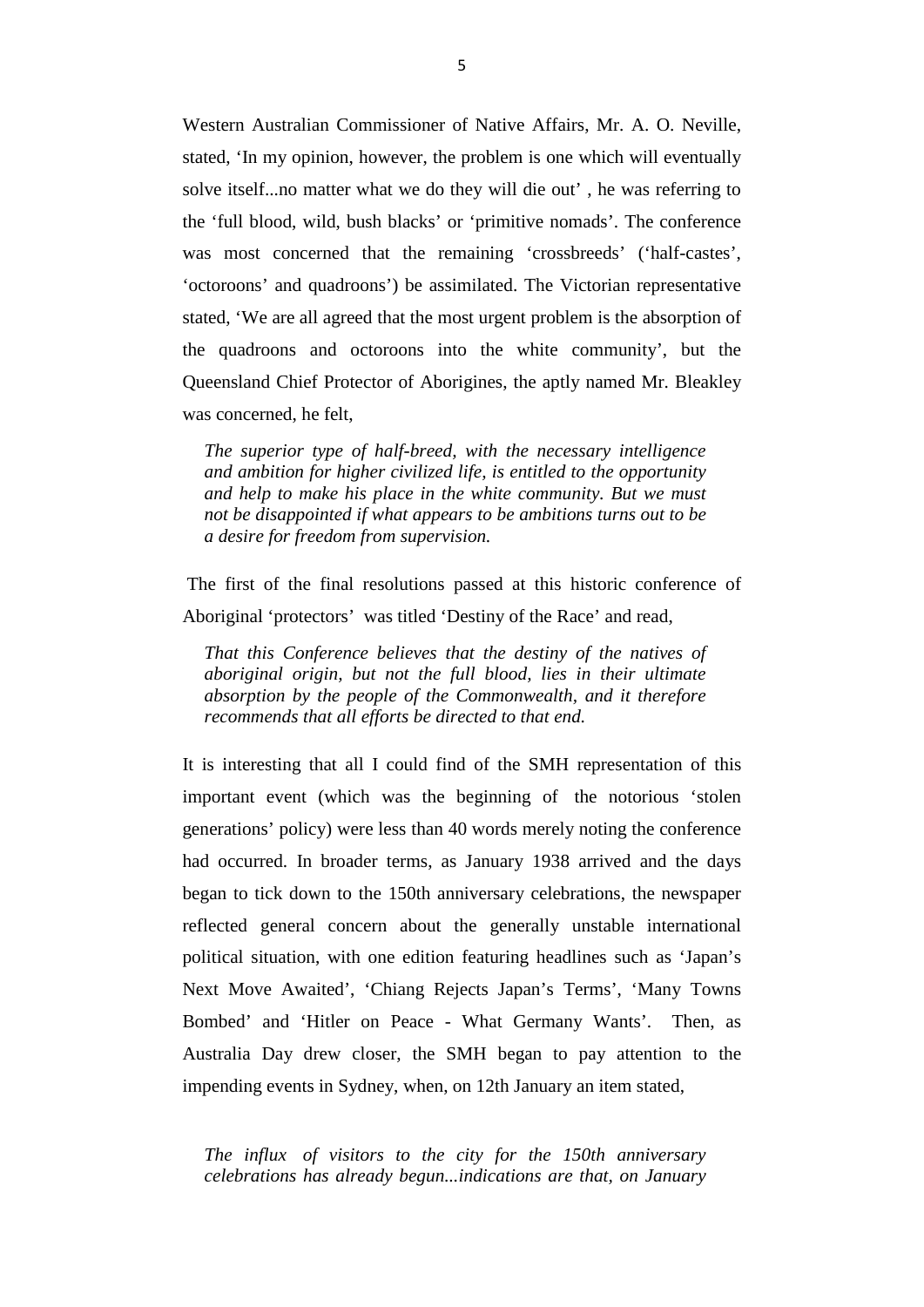Western Australian Commissioner of Native Affairs, Mr. A. O. Neville, stated, 'In my opinion, however, the problem is one which will eventually solve itself...no matter what we do they will die out' , he was referring to the 'full blood, wild, bush blacks' or 'primitive nomads'. The conference was most concerned that the remaining 'crossbreeds' ('half-castes', 'octoroons' and quadroons') be assimilated. The Victorian representative stated, 'We are all agreed that the most urgent problem is the absorption of the quadroons and octoroons into the white community', but the Queensland Chief Protector of Aborigines, the aptly named Mr. Bleakley was concerned, he felt,

> *The superior type of half-breed, with the necessary intelligence and ambition for higher civilized life, is entitled to the opportunity and help to make his place in the white community. But we must not be disappointed if what appears to be ambitions turns out to be a desire for freedom from supervision.*

The first of the final resolutions passed at this historic conference of Aboriginal 'protectors' was titled 'Destiny of the Race' and read,

> *That this Conference believes that the destiny of the natives of aboriginal origin, but not the full blood, lies in their ultimate absorption by the people of the Commonwealth, and it therefore recommends that all efforts be directed to that end.*

It is interesting that all I could find of the SMH representation of this important event (which was the beginning of the notorious 'stolen generations' policy) were less than 40 words merely noting the conference had occurred. In broader terms, as January 1938 arrived and the days began to tick down to the 150th anniversary celebrations, the newspaper reflected general concern about the generally unstable international political situation, with one edition featuring headlines such as 'Japan's Next Move Awaited', 'Chiang Rejects Japan's Terms', 'Many Towns Bombed' and 'Hitler on Peace - What Germany Wants'. Then, as Australia Day drew closer, the SMH began to pay attention to the impending events in Sydney, when, on 12th January an item stated,

> *The influx of visitors to the city for the 150th anniversary celebrations has already begun...indications are that, on January*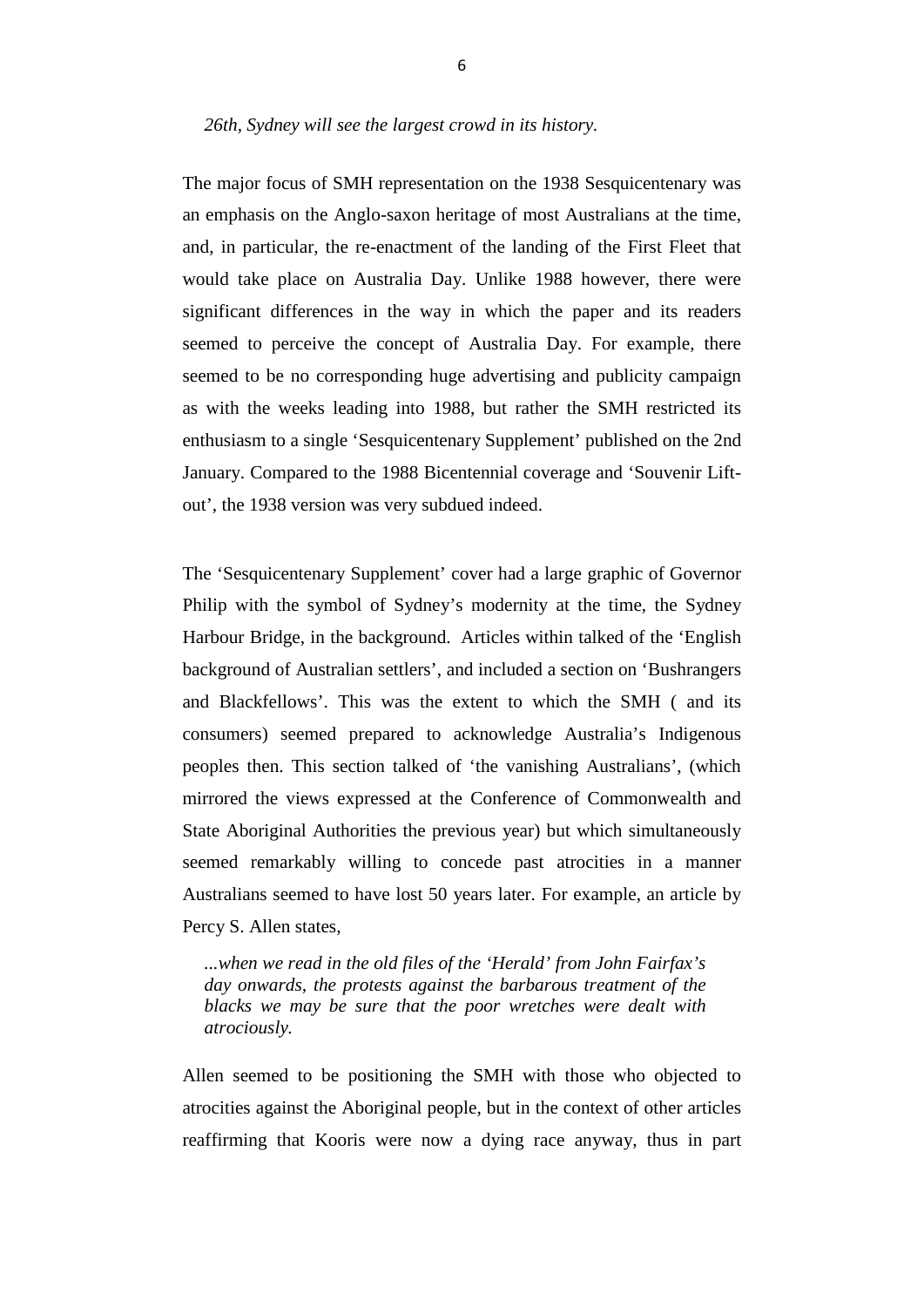*26th, Sydney will see the largest crowd in its history.*

The major focus of SMH representation on the 1938 Sesquicentenary was an emphasis on the Anglo-saxon heritage of most Australians at the time, and, in particular, the re-enactment of the landing of the First Fleet that would take place on Australia Day. Unlike 1988 however, there were significant differences in the way in which the paper and its readers seemed to perceive the concept of Australia Day. For example, there seemed to be no corresponding huge advertising and publicity campaign as with the weeks leading into 1988, but rather the SMH restricted its enthusiasm to a single 'Sesquicentenary Supplement' published on the 2nd January. Compared to the 1988 Bicentennial coverage and 'Souvenir Lift-out', the 1938 version was very subdued indeed.

The 'Sesquicentenary Supplement' cover had a large graphic of Governor Philip with the symbol of Sydney's modernity at the time, the Sydney Harbour Bridge, in the background. Articles within talked of the 'English background of Australian settlers', and included a section on 'Bushrangers and Blackfellows'. This was the extent to which the SMH ( and its consumers) seemed prepared to acknowledge Australia's Indigenous peoples then. This section talked of 'the vanishing Australians', (which mirrored the views expressed at the Conference of Commonwealth and State Aboriginal Authorities the previous year) but which simultaneously seemed remarkably willing to concede past atrocities in a manner Australians seemed to have lost 50 years later. For example, an article by Percy S. Allen states,

> *...when we read in the old files of the 'Herald' from John Fairfax's day onwards, the protests against the barbarous treatment of the blacks we may be sure that the poor wretches were dealt with atrociously.*

Allen seemed to be positioning the SMH with those who objected to atrocities against the Aboriginal people, but in the context of other articles reaffirming that Kooris were now a dying race anyway, thus in part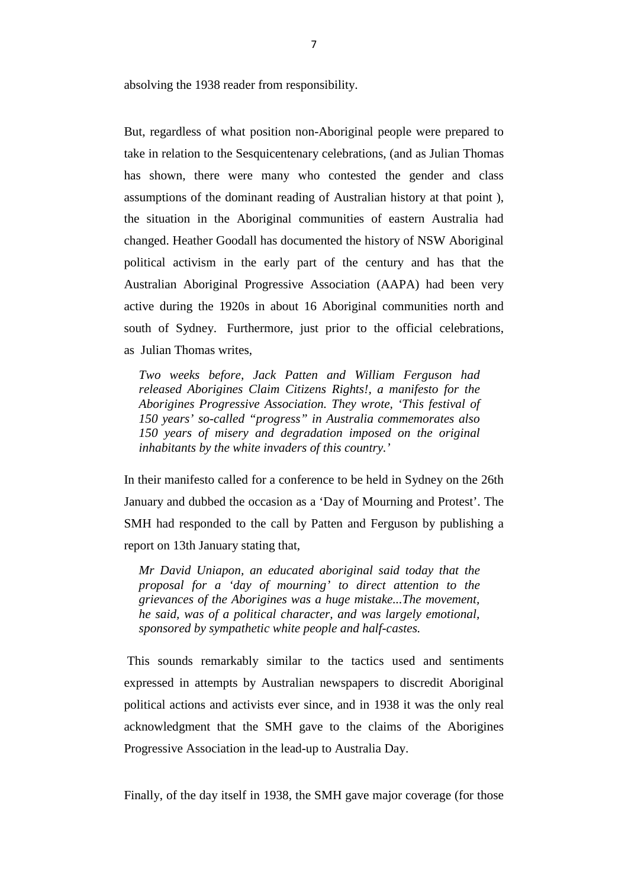absolving the 1938 reader from responsibility.

But, regardless of what position non-Aboriginal people were prepared to take in relation to the Sesquicentenary celebrations, (and as Julian Thomas has shown, there were many who contested the gender and class assumptions of the dominant reading of Australian history at that point ), the situation in the Aboriginal communities of eastern Australia had changed. Heather Goodall has documented the history of NSW Aboriginal political activism in the early part of the century and has that the Australian Aboriginal Progressive Association (AAPA) had been very active during the 1920s in about 16 Aboriginal communities north and south of Sydney. Furthermore, just prior to the official celebrations, as Julian Thomas writes,

> *Two weeks before, Jack Patten and William Ferguson had released Aborigines Claim Citizens Rights!, a manifesto for the Aborigines Progressive Association. They wrote, 'This festival of 150 years' so-called "progress" in Australia commemorates also 150 years of misery and degradation imposed on the original inhabitants by the white invaders of this country.'*

In their manifesto called for a conference to be held in Sydney on the 26th January and dubbed the occasion as a 'Day of Mourning and Protest'. The SMH had responded to the call by Patten and Ferguson by publishing a report on 13th January stating that,

> *Mr David Uniapon, an educated aboriginal said today that the proposal for a 'day of mourning' to direct attention to the grievances of the Aborigines was a huge mistake...The movement, he said, was of a political character, and was largely emotional, sponsored by sympathetic white people and half-castes.*

This sounds remarkably similar to the tactics used and sentiments expressed in attempts by Australian newspapers to discredit Aboriginal political actions and activists ever since, and in 1938 it was the only real acknowledgment that the SMH gave to the claims of the Aborigines Progressive Association in the lead-up to Australia Day.

Finally, of the day itself in 1938, the SMH gave major coverage (for those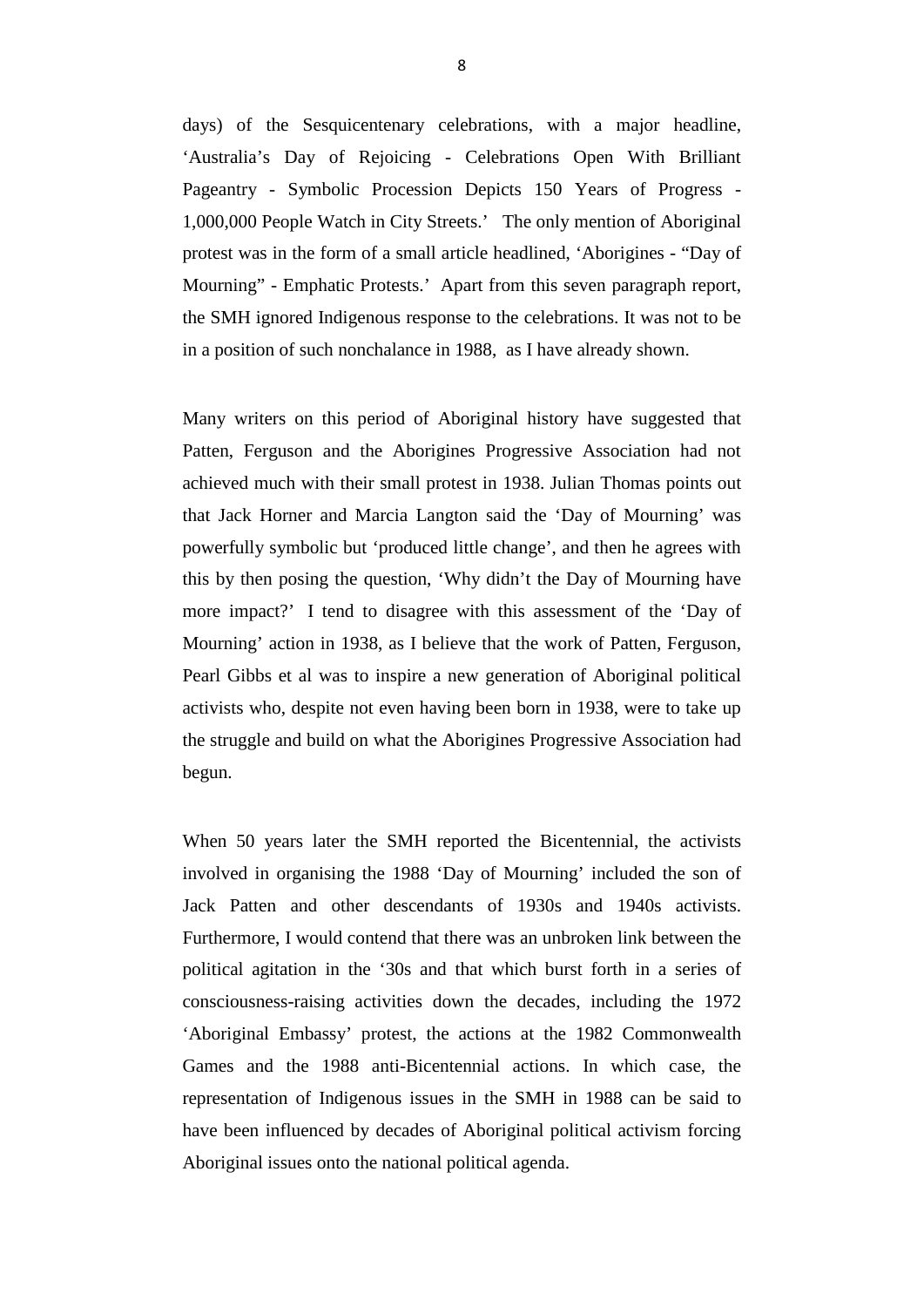days) of the Sesquicentenary celebrations, with a major headline, 'Australia's Day of Rejoicing - Celebrations Open With Brilliant Pageantry - Symbolic Procession Depicts 150 Years of Progress - 1,000,000 People Watch in City Streets.' The only mention of Aboriginal protest was in the form of a small article headlined, 'Aborigines - "Day of Mourning" - Emphatic Protests.' Apart from this seven paragraph report, the SMH ignored Indigenous response to the celebrations. It was not to be in a position of such nonchalance in 1988, as I have already shown.

Many writers on this period of Aboriginal history have suggested that Patten, Ferguson and the Aborigines Progressive Association had not achieved much with their small protest in 1938. Julian Thomas points out that Jack Horner and Marcia Langton said the 'Day of Mourning' was powerfully symbolic but 'produced little change', and then he agrees with this by then posing the question, 'Why didn't the Day of Mourning have more impact?' I tend to disagree with this assessment of the 'Day of Mourning' action in 1938, as I believe that the work of Patten, Ferguson, Pearl Gibbs et al was to inspire a new generation of Aboriginal political activists who, despite not even having been born in 1938, were to take up the struggle and build on what the Aborigines Progressive Association had begun.

When 50 years later the SMH reported the Bicentennial, the activists involved in organising the 1988 'Day of Mourning' included the son of Jack Patten and other descendants of 1930s and 1940s activists. Furthermore, I would contend that there was an unbroken link between the political agitation in the '30s and that which burst forth in a series of consciousness-raising activities down the decades, including the 1972 'Aboriginal Embassy' protest, the actions at the 1982 Commonwealth Games and the 1988 anti-Bicentennial actions. In which case, the representation of Indigenous issues in the SMH in 1988 can be said to have been influenced by decades of Aboriginal political activism forcing Aboriginal issues onto the national political agenda.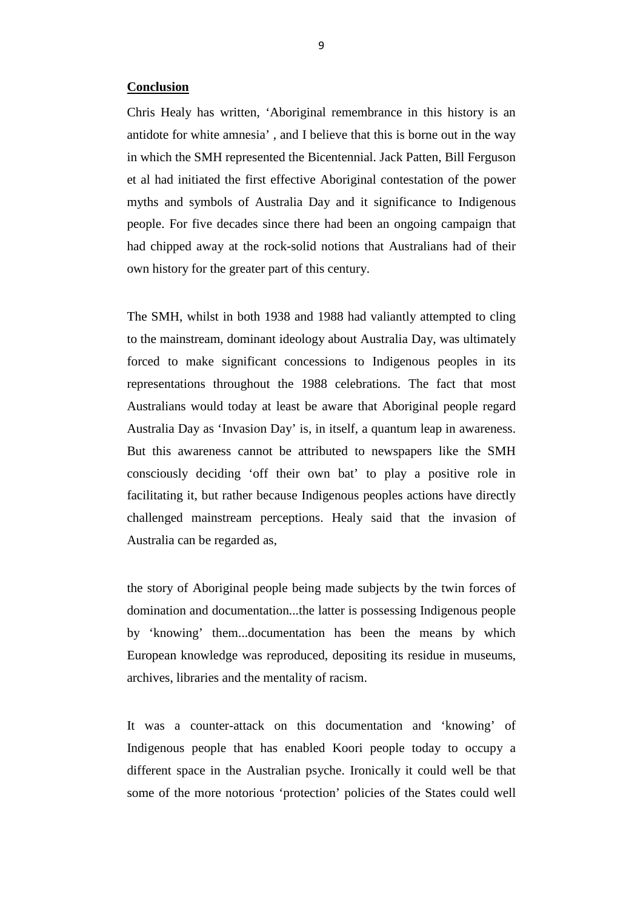## Conclusion

Chris Healy has written, 'Aboriginal remembrance in this history is an antidote for white amnesia' , and I believe that this is borne out in the way in which the SMH represented the Bicentennial. Jack Patten, Bill Ferguson et al had initiated the first effective Aboriginal contestation of the power myths and symbols of Australia Day and it significance to Indigenous people. For five decades since there had been an ongoing campaign that had chipped away at the rock-solid notions that Australians had of their own history for the greater part of this century.

The SMH, whilst in both 1938 and 1988 had valiantly attempted to cling to the mainstream, dominant ideology about Australia Day, was ultimately forced to make significant concessions to Indigenous peoples in its representations throughout the 1988 celebrations. The fact that most Australians would today at least be aware that Aboriginal people regard Australia Day as 'Invasion Day' is, in itself, a quantum leap in awareness. But this awareness cannot be attributed to newspapers like the SMH consciously deciding 'off their own bat' to play a positive role in facilitating it, but rather because Indigenous peoples actions have directly challenged mainstream perceptions. Healy said that the invasion of Australia can be regarded as,

> the story of Aboriginal people being made subjects by the twin forces of domination and documentation...the latter is possessing Indigenous people by 'knowing' them...documentation has been the means by which European knowledge was reproduced, depositing its residue in museums, archives, libraries and the mentality of racism.

It was a counter-attack on this documentation and 'knowing' of Indigenous people that has enabled Koori people today to occupy a different space in the Australian psyche. Ironically it could well be that some of the more notorious 'protection' policies of the States could well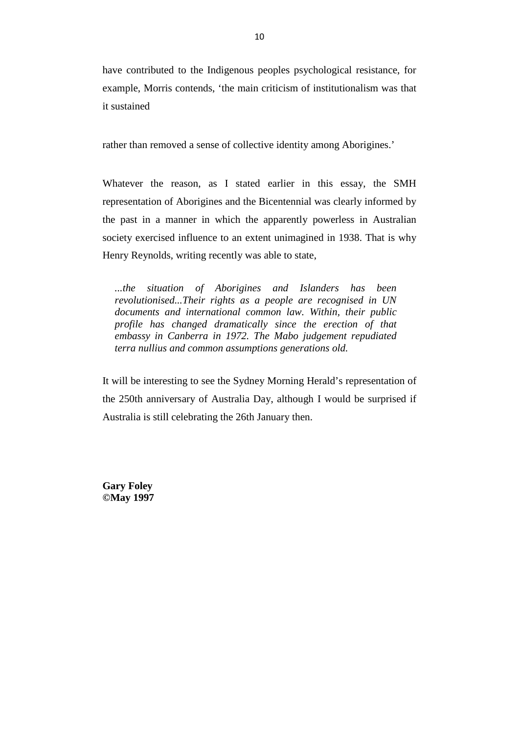have contributed to the Indigenous peoples psychological resistance, for example, Morris contends, 'the main criticism of institutionalism was that it sustained

rather than removed a sense of collective identity among Aborigines.'

Whatever the reason, as I stated earlier in this essay, the SMH representation of Aborigines and the Bicentennial was clearly informed by the past in a manner in which the apparently powerless in Australian society exercised influence to an extent unimagined in 1938. That is why Henry Reynolds, writing recently was able to state,

> *...the situation of Aborigines and Islanders has been revolutionised...Their rights as a people are recognised in UN documents and international common law. Within, their public profile has changed dramatically since the erection of that embassy in Canberra in 1972. The Mabo judgement repudiated terra nullius and common assumptions generations old.*

It will be interesting to see the Sydney Morning Herald's representation of the 250th anniversary of Australia Day, although I would be surprised if Australia is still celebrating the 26th January then.

**Gary Foley**
**©May 1997**